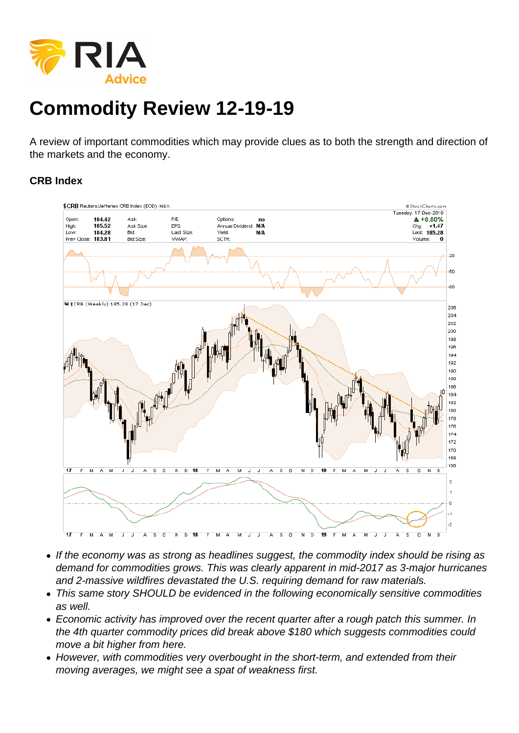# Commodity Review 12-19-19

A review of important commodities which may provide clues as to both the strength and direction of the markets and the economy.

### CRB Index

- *If the economy was as strong as headlines suggest, the commodity index should be rising as demand for commodities grows. This was clearly apparent in mid-2017 as 3-major hurricanes and 2-massive wildfires devastated the U.S. requiring demand for raw materials.*
- *This same story SHOULD be evidenced in the following economically sensitive commodities as well.*
- *Economic activity has improved over the recent quarter after a rough patch this summer. In the 4th quarter commodity prices did break above $180 which suggests commodities could move a bit higher from here.*
- *However, with commodities very overbought in the short-term, and extended from their moving averages, we might see a spat of weakness first.*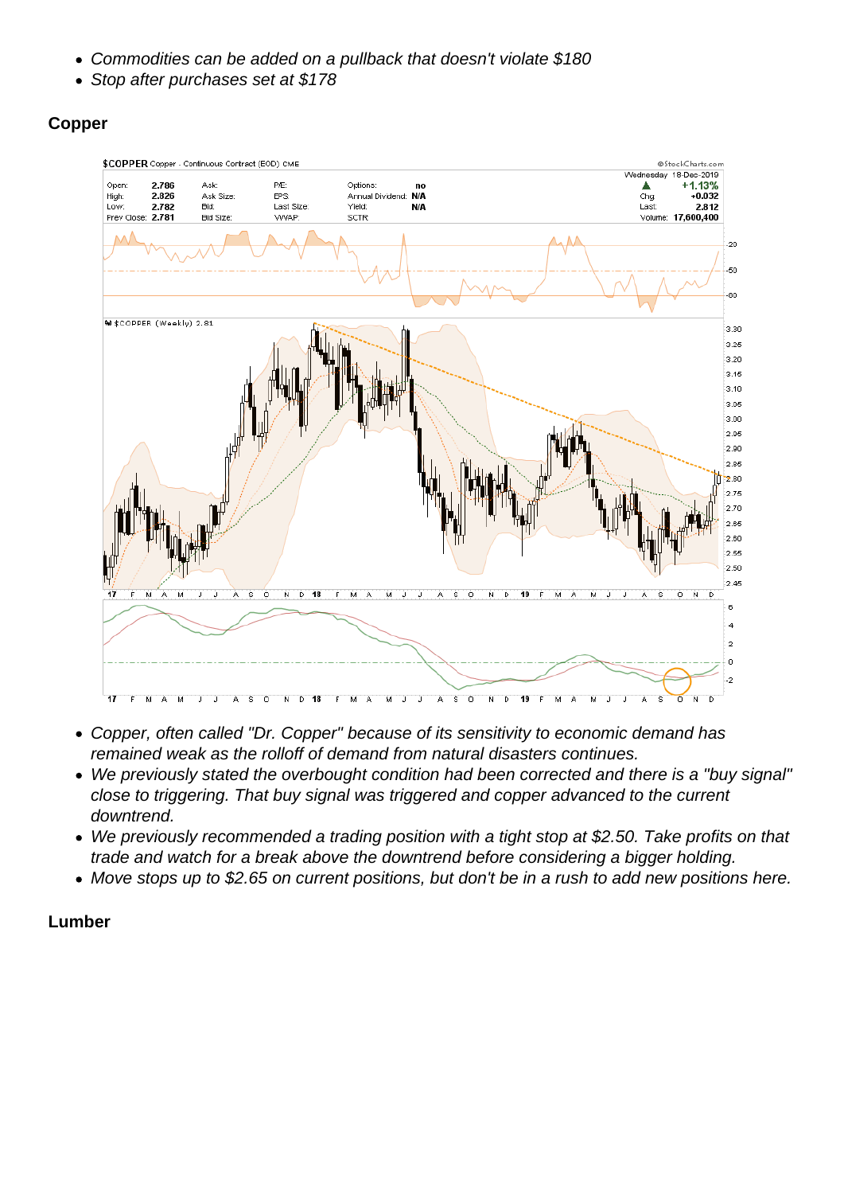- *Commodities can be added on a pullback that doesn't violate $180*
- *Stop after purchases set at $178*

**Copper**

- *Copper, often called "Dr. Copper" because of its sensitivity to economic demand has remained weak as the rolloff of demand from natural disasters continues.*
- *We previously stated the overbought condition had been corrected and there is a "buy signal" close to triggering. That buy signal was triggered and copper advanced to the current downtrend.*
- *We previously recommended a trading position with a tight stop at $2.50. Take profits on that trade and watch for a break above the downtrend before considering a bigger holding.*
- *Move stops up to $2.65 on current positions, but don't be in a rush to add new positions here.*

**Lumber**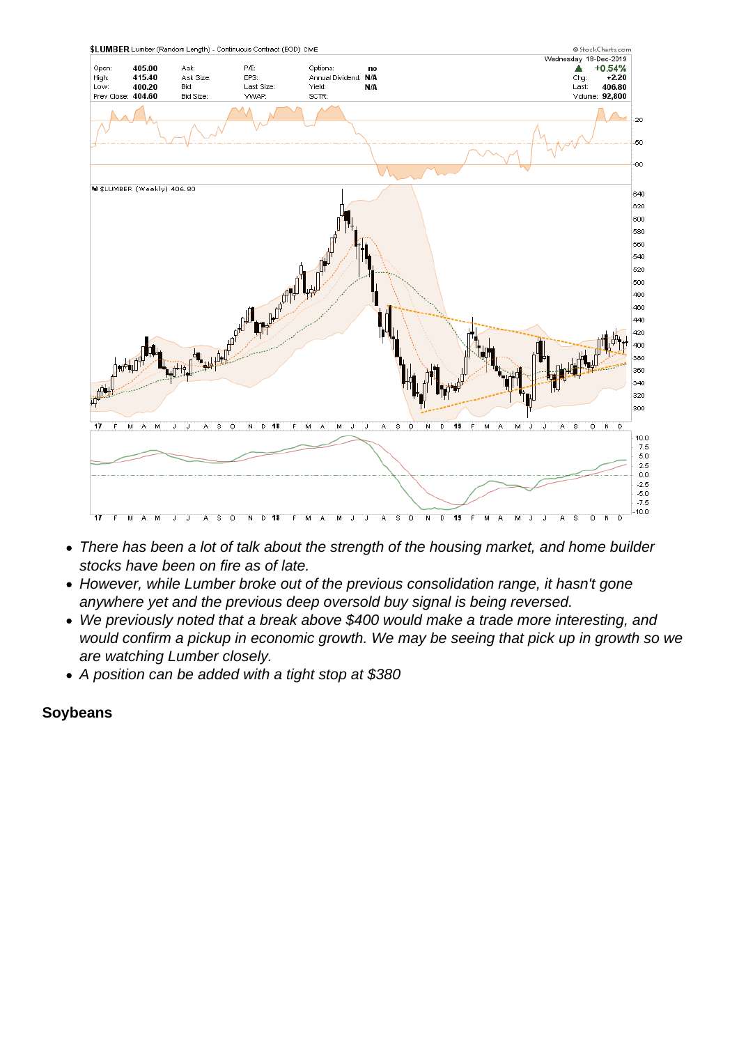- There has been a lot of talk about the strength of the housing market, and home builder stocks have been on fire as of late.
- However, while Lumber broke out of the previous consolidation range, it hasn't gone anywhere yet and the previous deep oversold buy signal is being reversed.
- We previously noted that a break above $400 would make a trade more interesting, and would confirm a pickup in economic growth. We may be seeing that pick up in growth so we are watching Lumber closely.
- A position can be added with a tight stop at $380

**Soybeans**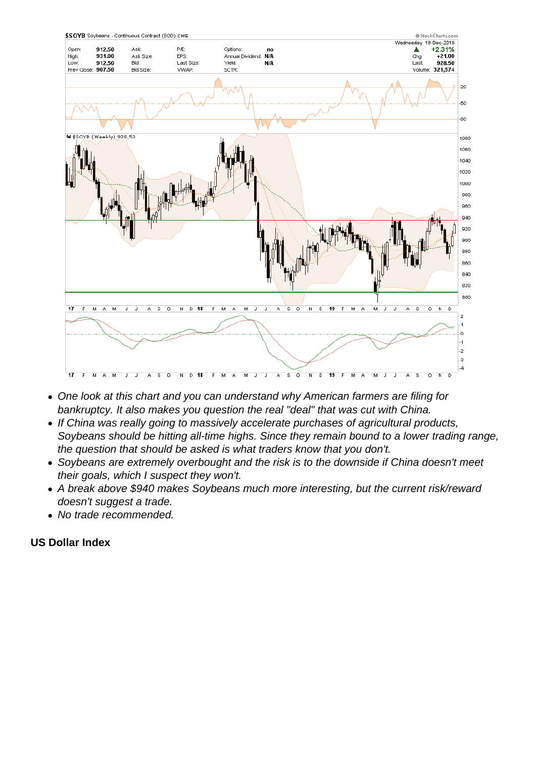- One look at this chart and you can understand why American farmers are filing for bankruptcy. It also makes you question the real "deal" that was cut with China.
- If China was really going to massively accelerate purchases of agricultural products, Soybeans should be hitting all-time highs. Since they remain bound to a lower trading range, the question that should be asked is what traders know that you don't.
- Soybeans are extremely overbought and the risk is to the downside if China doesn't meet their goals, which I suspect they won't.
- A break above $940 makes Soybeans much more interesting, but the current risk/reward doesn't suggest a trade.
- No trade recommended.

**US Dollar Index**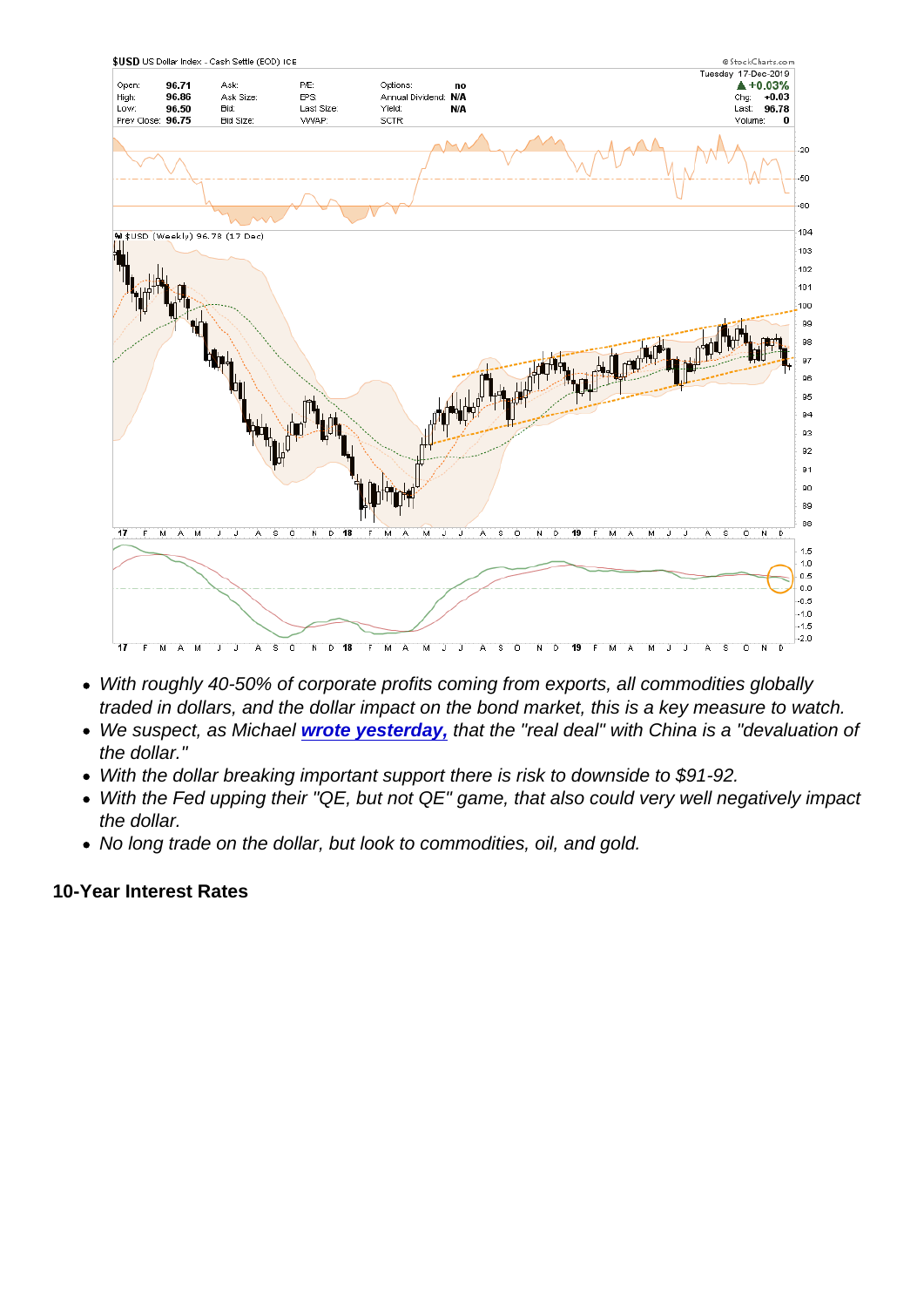- With roughly 40-50% of corporate profits coming from exports, all commodities globally traded in dollars, and the dollar impact on the bond market, this is a key measure to watch.
- We suspect, as Michael **wrote yesterday,** that the "real deal" with China is a "devaluation of the dollar."
- With the dollar breaking important support there is risk to downside to $91-92.
- With the Fed upping their "QE, but not QE" game, that also could very well negatively impact the dollar.
- No long trade on the dollar, but look to commodities, oil, and gold.

**10-Year Interest Rates**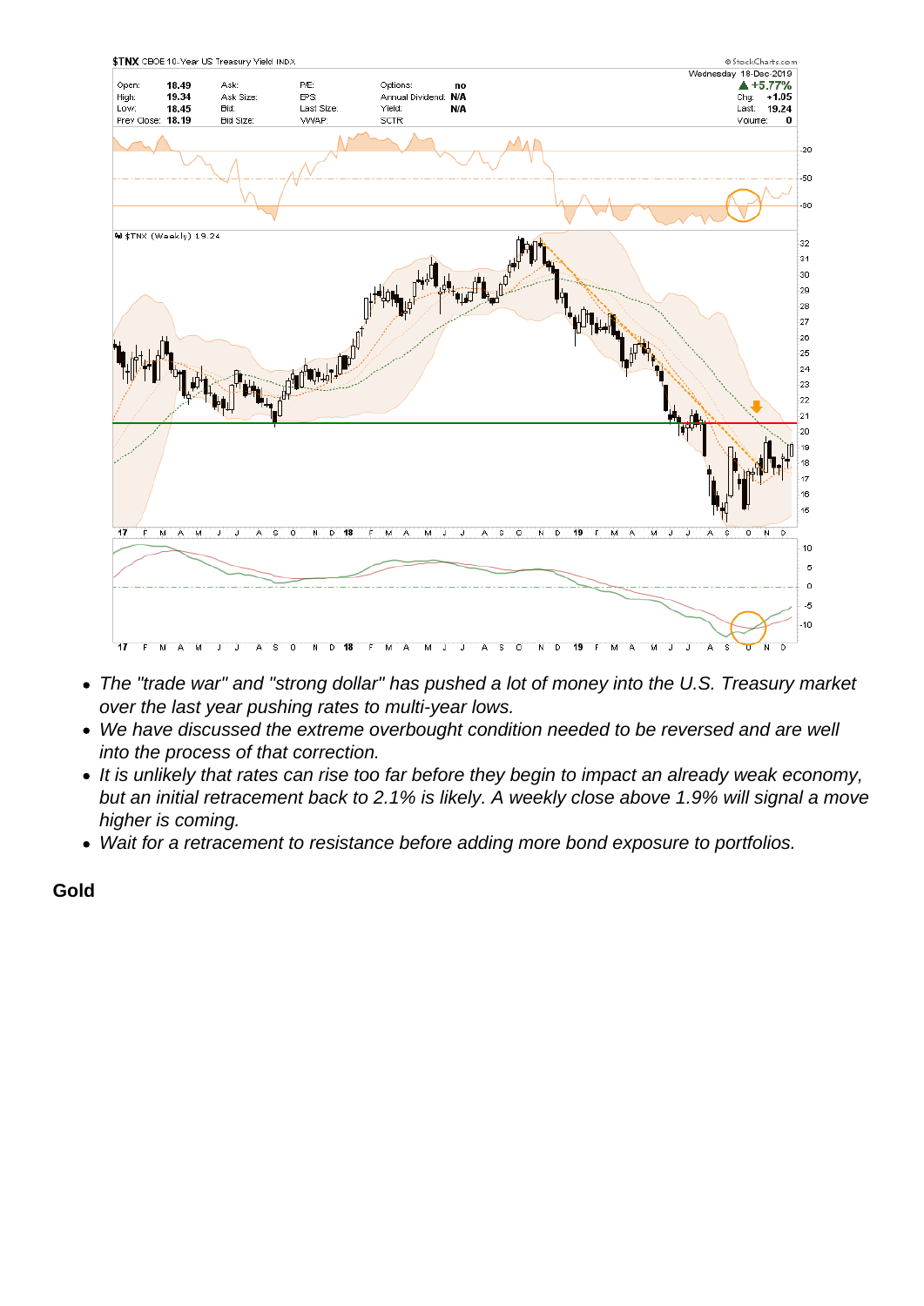- The "trade war" and "strong dollar" has pushed a lot of money into the U.S. Treasury market over the last year pushing rates to multi-year lows.
- We have discussed the extreme overbought condition needed to be reversed and are well into the process of that correction.
- It is unlikely that rates can rise too far before they begin to impact an already weak economy, but an initial retracement back to 2.1% is likely. A weekly close above 1.9% will signal a move higher is coming.
- Wait for a retracement to resistance before adding more bond exposure to portfolios.

**Gold**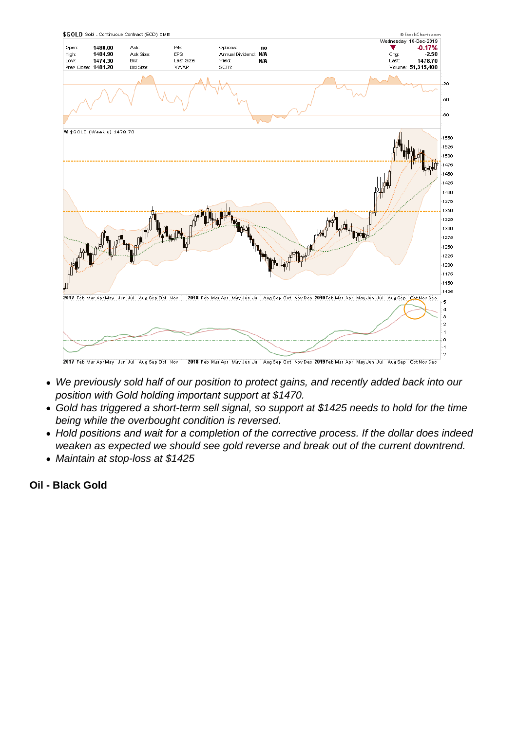- We previously sold half of our position to protect gains, and recently added back into our position with Gold holding important support at $1470.
- Gold has triggered a short-term sell signal, so support at $1425 needs to hold for the time being while the overbought condition is reversed.
- Hold positions and wait for a completion of the corrective process. If the dollar does indeed weaken as expected we should see gold reverse and break out of the current downtrend.
- Maintain at stop-loss at $1425

**Oil - Black Gold**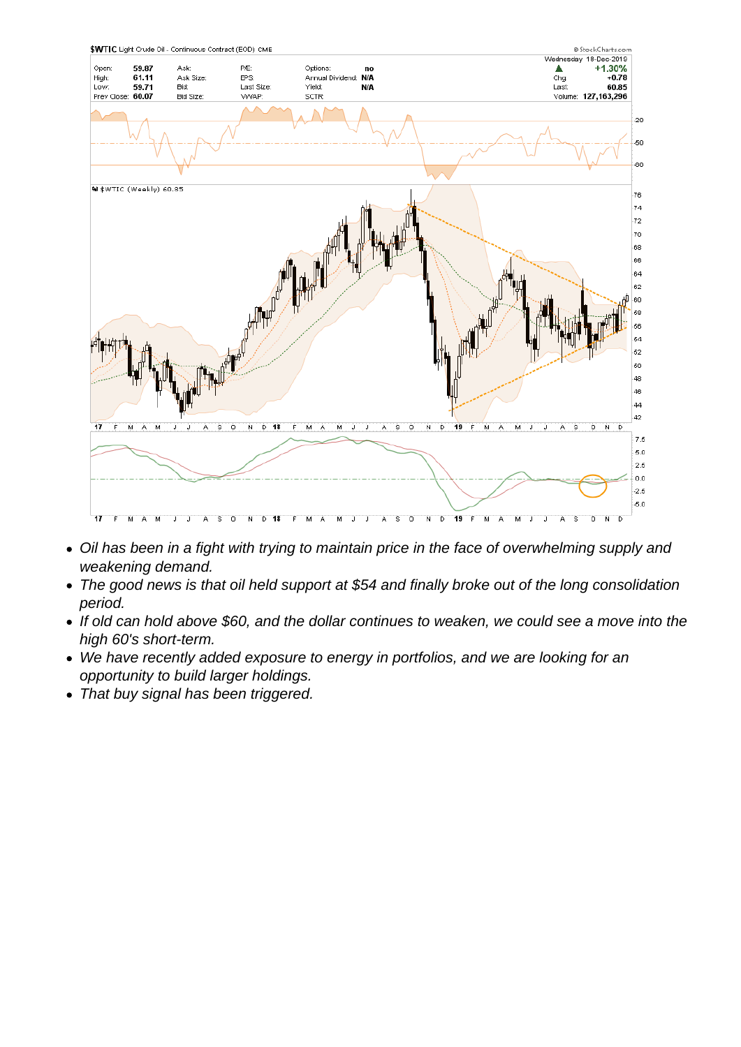$WTIC Light Crude Oil - Continuous Contract (EOD) CME

© StockCharts.com

Wednesday 18-Dec-2019

Open: 59.87
High: 61.11
Low: 59.71
Prev Close: 60.07

Ask:
Ask Size:
Bid:
Bid Size:

P/E:
EPS:
Last Size:
VWAP:

Options: no
Annual Dividend: N/A
Yield: N/A
SCTR:

+1.30%
Chg: +0.78
Last: 60.85
Volume: 127,163,296

$WTIC (Weekly) 60.85

- *Oil has been in a fight with trying to maintain price in the face of overwhelming supply and weakening demand.*
- *The good news is that oil held support at $54 and finally broke out of the long consolidation period.*
- *If old can hold above $60, and the dollar continues to weaken, we could see a move into the high 60's short-term.*
- *We have recently added exposure to energy in portfolios, and we are looking for an opportunity to build larger holdings.*
- *That buy signal has been triggered.*